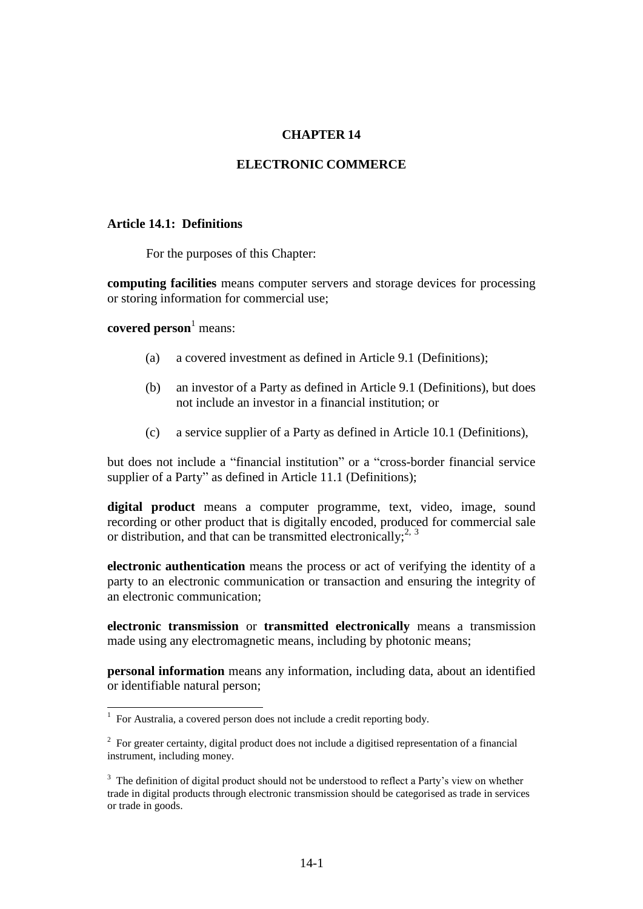# CHAPTER 14

## ELECTRONIC COMMERCE

### Article 14.1: Definitions

For the purposes of this Chapter:

**computing facilities** means computer servers and storage devices for processing or storing information for commercial use;

**covered person**[1] means:

(a) a covered investment as defined in Article 9.1 (Definitions);

(b) an investor of a Party as defined in Article 9.1 (Definitions), but does not include an investor in a financial institution; or

(c) a service supplier of a Party as defined in Article 10.1 (Definitions),

but does not include a "financial institution" or a "cross-border financial service supplier of a Party" as defined in Article 11.1 (Definitions);

**digital product** means a computer programme, text, video, image, sound recording or other product that is digitally encoded, produced for commercial sale or distribution, and that can be transmitted electronically;[2, 3]

**electronic authentication** means the process or act of verifying the identity of a party to an electronic communication or transaction and ensuring the integrity of an electronic communication;

**electronic transmission** or **transmitted electronically** means a transmission made using any electromagnetic means, including by photonic means;

**personal information** means any information, including data, about an identified or identifiable natural person;

---

[1] For Australia, a covered person does not include a credit reporting body.

[2] For greater certainty, digital product does not include a digitised representation of a financial instrument, including money.

[3] The definition of digital product should not be understood to reflect a Party's view on whether trade in digital products through electronic transmission should be categorised as trade in services or trade in goods.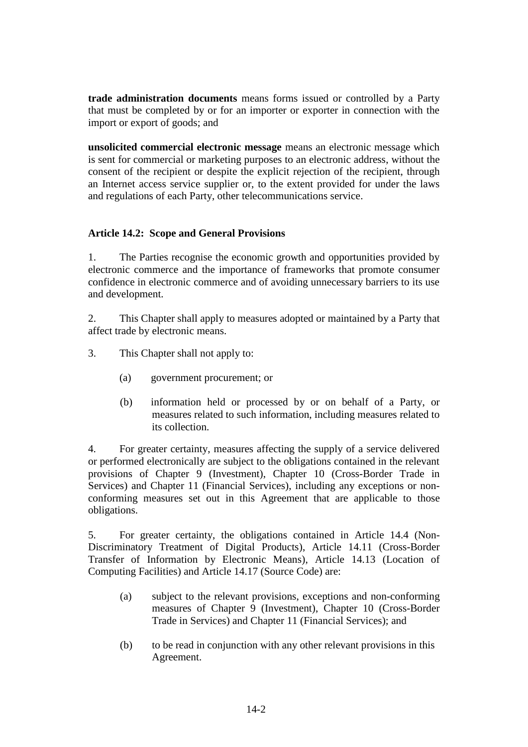**trade administration documents** means forms issued or controlled by a Party that must be completed by or for an importer or exporter in connection with the import or export of goods; and

**unsolicited commercial electronic message** means an electronic message which is sent for commercial or marketing purposes to an electronic address, without the consent of the recipient or despite the explicit rejection of the recipient, through an Internet access service supplier or, to the extent provided for under the laws and regulations of each Party, other telecommunications service.

### Article 14.2: Scope and General Provisions

1. The Parties recognise the economic growth and opportunities provided by electronic commerce and the importance of frameworks that promote consumer confidence in electronic commerce and of avoiding unnecessary barriers to its use and development.

2. This Chapter shall apply to measures adopted or maintained by a Party that affect trade by electronic means.

3. This Chapter shall not apply to:

   (a) government procurement; or

   (b) information held or processed by or on behalf of a Party, or measures related to such information, including measures related to its collection.

4. For greater certainty, measures affecting the supply of a service delivered or performed electronically are subject to the obligations contained in the relevant provisions of Chapter 9 (Investment), Chapter 10 (Cross-Border Trade in Services) and Chapter 11 (Financial Services), including any exceptions or non-conforming measures set out in this Agreement that are applicable to those obligations.

5. For greater certainty, the obligations contained in Article 14.4 (Non-Discriminatory Treatment of Digital Products), Article 14.11 (Cross-Border Transfer of Information by Electronic Means), Article 14.13 (Location of Computing Facilities) and Article 14.17 (Source Code) are:

   (a) subject to the relevant provisions, exceptions and non-conforming measures of Chapter 9 (Investment), Chapter 10 (Cross-Border Trade in Services) and Chapter 11 (Financial Services); and

   (b) to be read in conjunction with any other relevant provisions in this Agreement.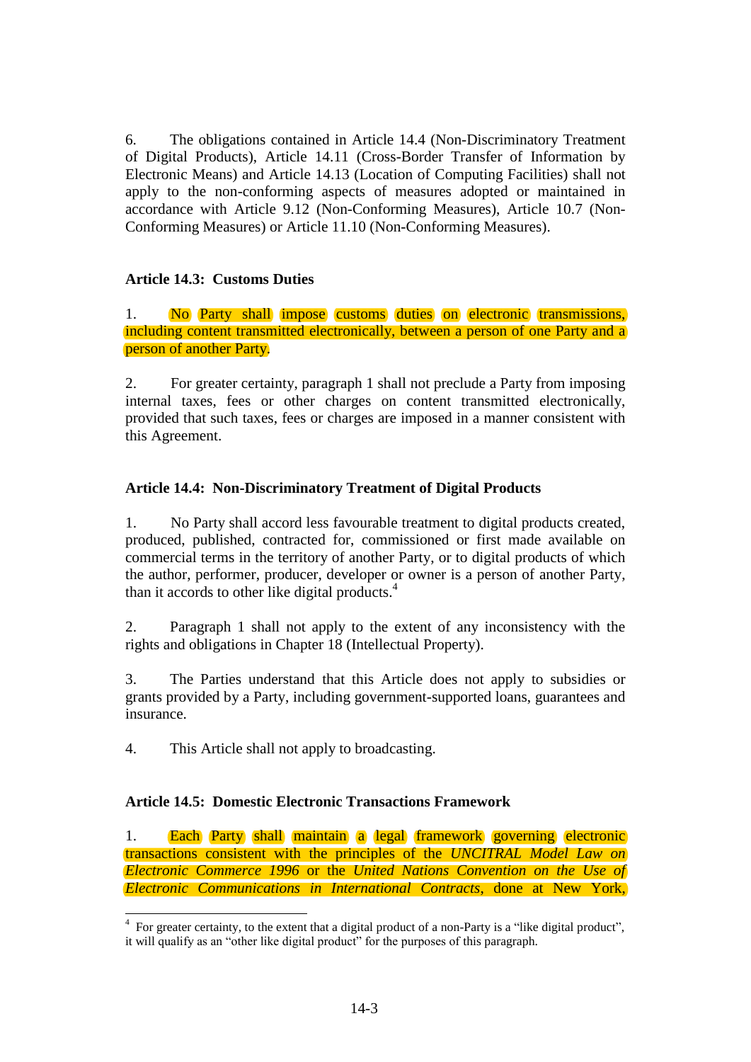6. The obligations contained in Article 14.4 (Non-Discriminatory Treatment of Digital Products), Article 14.11 (Cross-Border Transfer of Information by Electronic Means) and Article 14.13 (Location of Computing Facilities) shall not apply to the non-conforming aspects of measures adopted or maintained in accordance with Article 9.12 (Non-Conforming Measures), Article 10.7 (Non-Conforming Measures) or Article 11.10 (Non-Conforming Measures).

### Article 14.3: Customs Duties

1. No Party shall impose customs duties on electronic transmissions, including content transmitted electronically, between a person of one Party and a person of another Party.

2. For greater certainty, paragraph 1 shall not preclude a Party from imposing internal taxes, fees or other charges on content transmitted electronically, provided that such taxes, fees or charges are imposed in a manner consistent with this Agreement.

### Article 14.4: Non-Discriminatory Treatment of Digital Products

1. No Party shall accord less favourable treatment to digital products created, produced, published, contracted for, commissioned or first made available on commercial terms in the territory of another Party, or to digital products of which the author, performer, producer, developer or owner is a person of another Party, than it accords to other like digital products.[4]

2. Paragraph 1 shall not apply to the extent of any inconsistency with the rights and obligations in Chapter 18 (Intellectual Property).

3. The Parties understand that this Article does not apply to subsidies or grants provided by a Party, including government-supported loans, guarantees and insurance.

4. This Article shall not apply to broadcasting.

### Article 14.5: Domestic Electronic Transactions Framework

1. Each Party shall maintain a legal framework governing electronic transactions consistent with the principles of the *UNCITRAL Model Law on Electronic Commerce 1996* or the *United Nations Convention on the Use of Electronic Communications in International Contracts*, done at New York,

---

[4] For greater certainty, to the extent that a digital product of a non-Party is a "like digital product", it will qualify as an "other like digital product" for the purposes of this paragraph.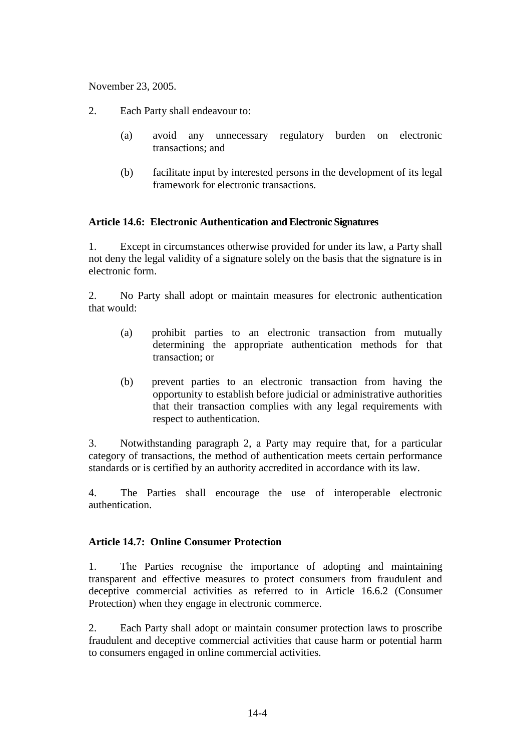November 23, 2005.

2. Each Party shall endeavour to:

   (a) avoid any unnecessary regulatory burden on electronic transactions; and

   (b) facilitate input by interested persons in the development of its legal framework for electronic transactions.

**Article 14.6: Electronic Authentication and Electronic Signatures**

1. Except in circumstances otherwise provided for under its law, a Party shall not deny the legal validity of a signature solely on the basis that the signature is in electronic form.

2. No Party shall adopt or maintain measures for electronic authentication that would:

   (a) prohibit parties to an electronic transaction from mutually determining the appropriate authentication methods for that transaction; or

   (b) prevent parties to an electronic transaction from having the opportunity to establish before judicial or administrative authorities that their transaction complies with any legal requirements with respect to authentication.

3. Notwithstanding paragraph 2, a Party may require that, for a particular category of transactions, the method of authentication meets certain performance standards or is certified by an authority accredited in accordance with its law.

4. The Parties shall encourage the use of interoperable electronic authentication.

**Article 14.7: Online Consumer Protection**

1. The Parties recognise the importance of adopting and maintaining transparent and effective measures to protect consumers from fraudulent and deceptive commercial activities as referred to in Article 16.6.2 (Consumer Protection) when they engage in electronic commerce.

2. Each Party shall adopt or maintain consumer protection laws to proscribe fraudulent and deceptive commercial activities that cause harm or potential harm to consumers engaged in online commercial activities.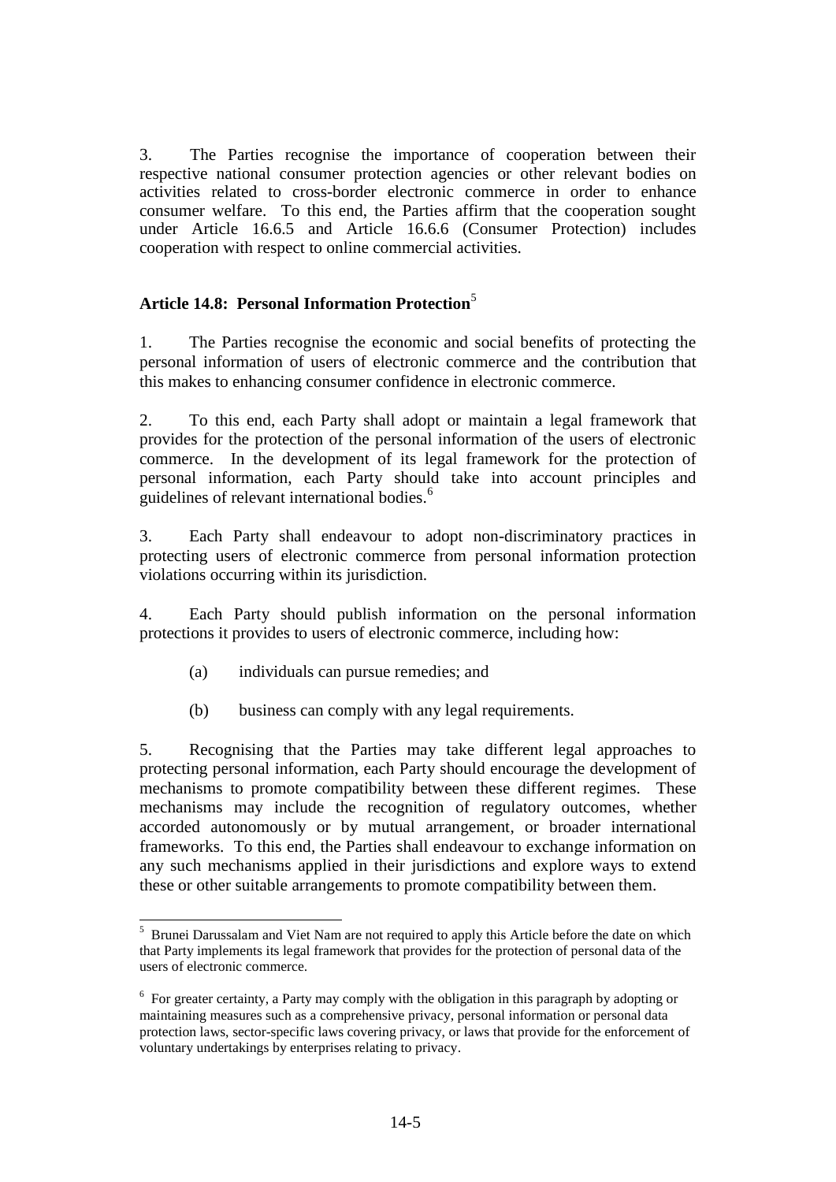3. The Parties recognise the importance of cooperation between their respective national consumer protection agencies or other relevant bodies on activities related to cross-border electronic commerce in order to enhance consumer welfare. To this end, the Parties affirm that the cooperation sought under Article 16.6.5 and Article 16.6.6 (Consumer Protection) includes cooperation with respect to online commercial activities.

### Article 14.8: Personal Information Protection[5]

1. The Parties recognise the economic and social benefits of protecting the personal information of users of electronic commerce and the contribution that this makes to enhancing consumer confidence in electronic commerce.

2. To this end, each Party shall adopt or maintain a legal framework that provides for the protection of the personal information of the users of electronic commerce. In the development of its legal framework for the protection of personal information, each Party should take into account principles and guidelines of relevant international bodies.[6]

3. Each Party shall endeavour to adopt non-discriminatory practices in protecting users of electronic commerce from personal information protection violations occurring within its jurisdiction.

4. Each Party should publish information on the personal information protections it provides to users of electronic commerce, including how:

(a) individuals can pursue remedies; and

(b) business can comply with any legal requirements.

5. Recognising that the Parties may take different legal approaches to protecting personal information, each Party should encourage the development of mechanisms to promote compatibility between these different regimes. These mechanisms may include the recognition of regulatory outcomes, whether accorded autonomously or by mutual arrangement, or broader international frameworks. To this end, the Parties shall endeavour to exchange information on any such mechanisms applied in their jurisdictions and explore ways to extend these or other suitable arrangements to promote compatibility between them.

---

[5] Brunei Darussalam and Viet Nam are not required to apply this Article before the date on which that Party implements its legal framework that provides for the protection of personal data of the users of electronic commerce.

[6] For greater certainty, a Party may comply with the obligation in this paragraph by adopting or maintaining measures such as a comprehensive privacy, personal information or personal data protection laws, sector-specific laws covering privacy, or laws that provide for the enforcement of voluntary undertakings by enterprises relating to privacy.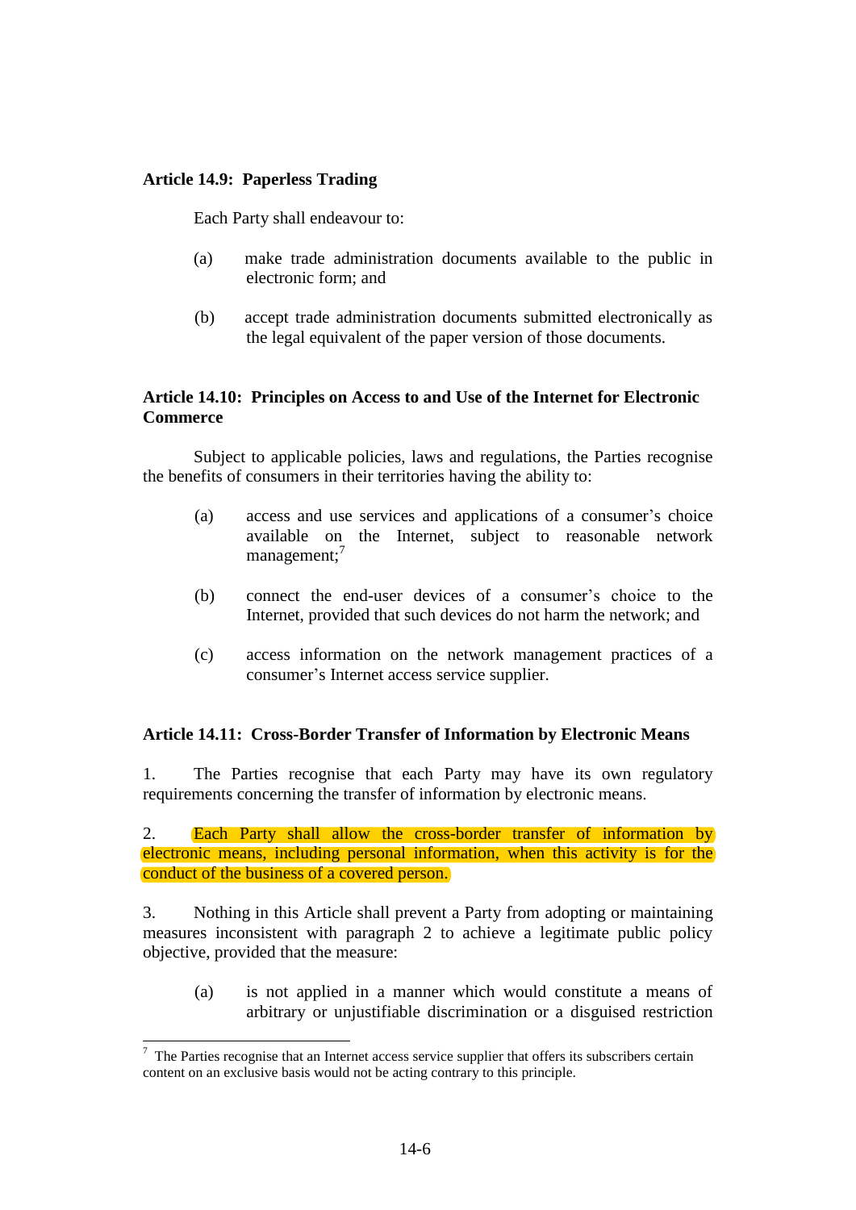**Article 14.9: Paperless Trading**

Each Party shall endeavour to:

(a) make trade administration documents available to the public in electronic form; and

(b) accept trade administration documents submitted electronically as the legal equivalent of the paper version of those documents.

**Article 14.10: Principles on Access to and Use of the Internet for Electronic Commerce**

Subject to applicable policies, laws and regulations, the Parties recognise the benefits of consumers in their territories having the ability to:

(a) access and use services and applications of a consumer's choice available on the Internet, subject to reasonable network management;[7]

(b) connect the end-user devices of a consumer's choice to the Internet, provided that such devices do not harm the network; and

(c) access information on the network management practices of a consumer's Internet access service supplier.

**Article 14.11: Cross-Border Transfer of Information by Electronic Means**

1. The Parties recognise that each Party may have its own regulatory requirements concerning the transfer of information by electronic means.

2. Each Party shall allow the cross-border transfer of information by electronic means, including personal information, when this activity is for the conduct of the business of a covered person.

3. Nothing in this Article shall prevent a Party from adopting or maintaining measures inconsistent with paragraph 2 to achieve a legitimate public policy objective, provided that the measure:

(a) is not applied in a manner which would constitute a means of arbitrary or unjustifiable discrimination or a disguised restriction

---

[7] The Parties recognise that an Internet access service supplier that offers its subscribers certain content on an exclusive basis would not be acting contrary to this principle.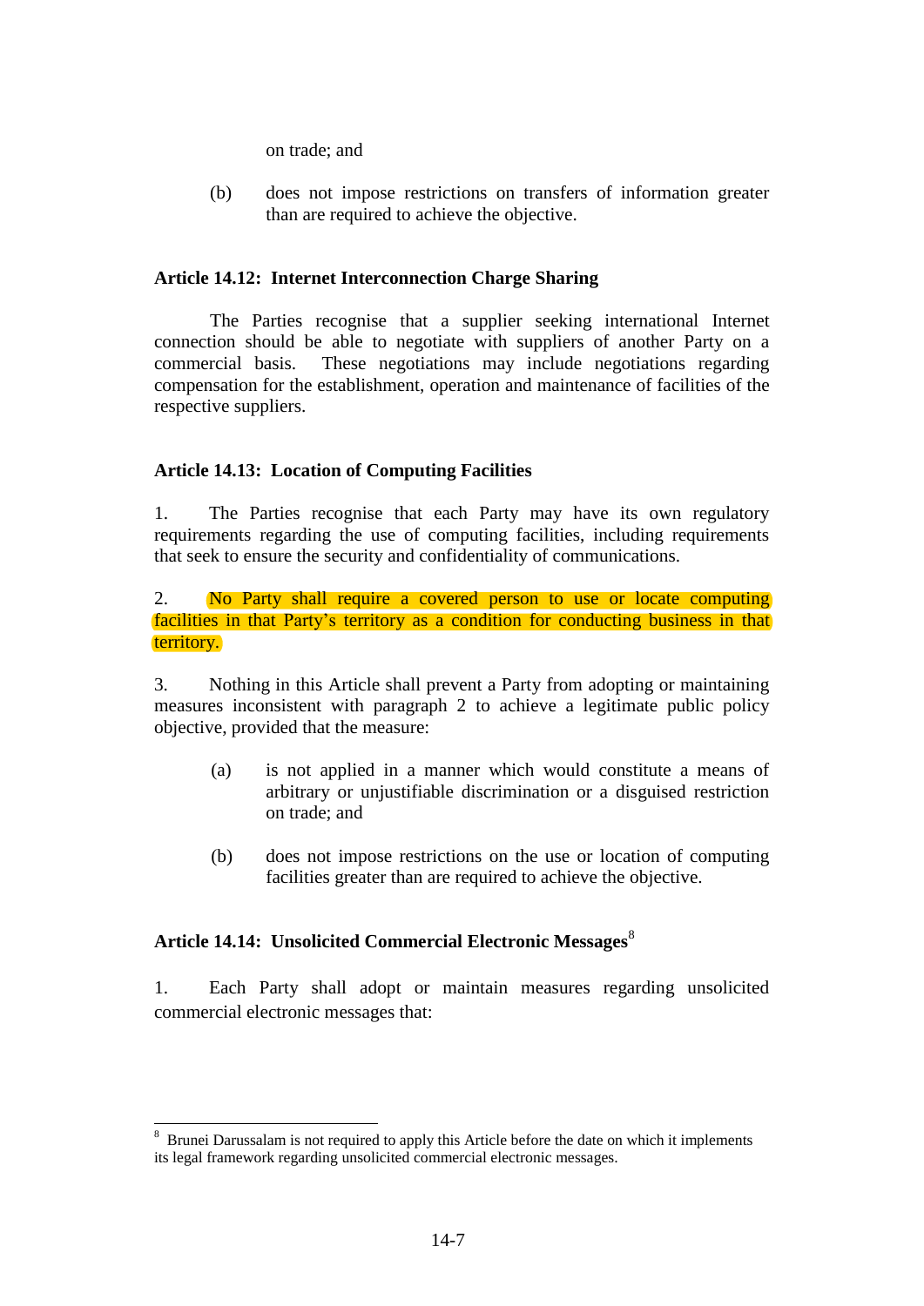on trade; and

(b) does not impose restrictions on transfers of information greater than are required to achieve the objective.

**Article 14.12: Internet Interconnection Charge Sharing**

The Parties recognise that a supplier seeking international Internet connection should be able to negotiate with suppliers of another Party on a commercial basis. These negotiations may include negotiations regarding compensation for the establishment, operation and maintenance of facilities of the respective suppliers.

**Article 14.13: Location of Computing Facilities**

1. The Parties recognise that each Party may have its own regulatory requirements regarding the use of computing facilities, including requirements that seek to ensure the security and confidentiality of communications.

2. No Party shall require a covered person to use or locate computing facilities in that Party's territory as a condition for conducting business in that territory.

3. Nothing in this Article shall prevent a Party from adopting or maintaining measures inconsistent with paragraph 2 to achieve a legitimate public policy objective, provided that the measure:

(a) is not applied in a manner which would constitute a means of arbitrary or unjustifiable discrimination or a disguised restriction on trade; and

(b) does not impose restrictions on the use or location of computing facilities greater than are required to achieve the objective.

**Article 14.14: Unsolicited Commercial Electronic Messages**[8]

1. Each Party shall adopt or maintain measures regarding unsolicited commercial electronic messages that:

[8] Brunei Darussalam is not required to apply this Article before the date on which it implements its legal framework regarding unsolicited commercial electronic messages.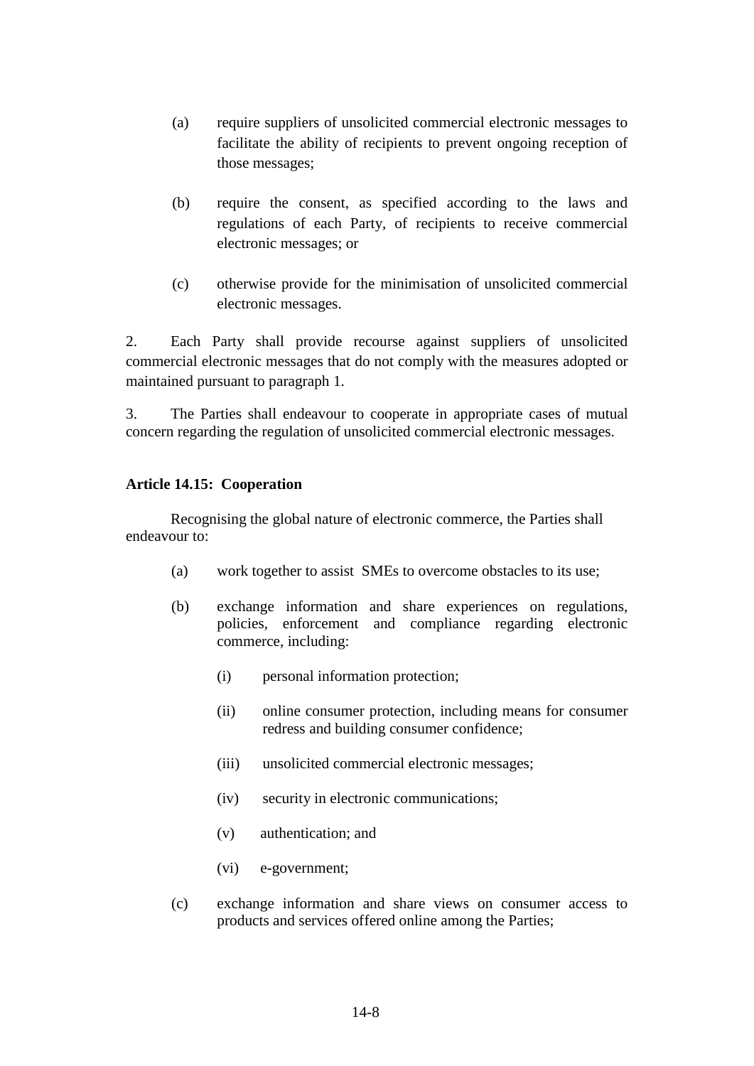(a) require suppliers of unsolicited commercial electronic messages to facilitate the ability of recipients to prevent ongoing reception of those messages;

(b) require the consent, as specified according to the laws and regulations of each Party, of recipients to receive commercial electronic messages; or

(c) otherwise provide for the minimisation of unsolicited commercial electronic messages.

2. Each Party shall provide recourse against suppliers of unsolicited commercial electronic messages that do not comply with the measures adopted or maintained pursuant to paragraph 1.

3. The Parties shall endeavour to cooperate in appropriate cases of mutual concern regarding the regulation of unsolicited commercial electronic messages.

**Article 14.15: Cooperation**

Recognising the global nature of electronic commerce, the Parties shall endeavour to:

(a) work together to assist SMEs to overcome obstacles to its use;

(b) exchange information and share experiences on regulations, policies, enforcement and compliance regarding electronic commerce, including:

(i) personal information protection;

(ii) online consumer protection, including means for consumer redress and building consumer confidence;

(iii) unsolicited commercial electronic messages;

(iv) security in electronic communications;

(v) authentication; and

(vi) e-government;

(c) exchange information and share views on consumer access to products and services offered online among the Parties;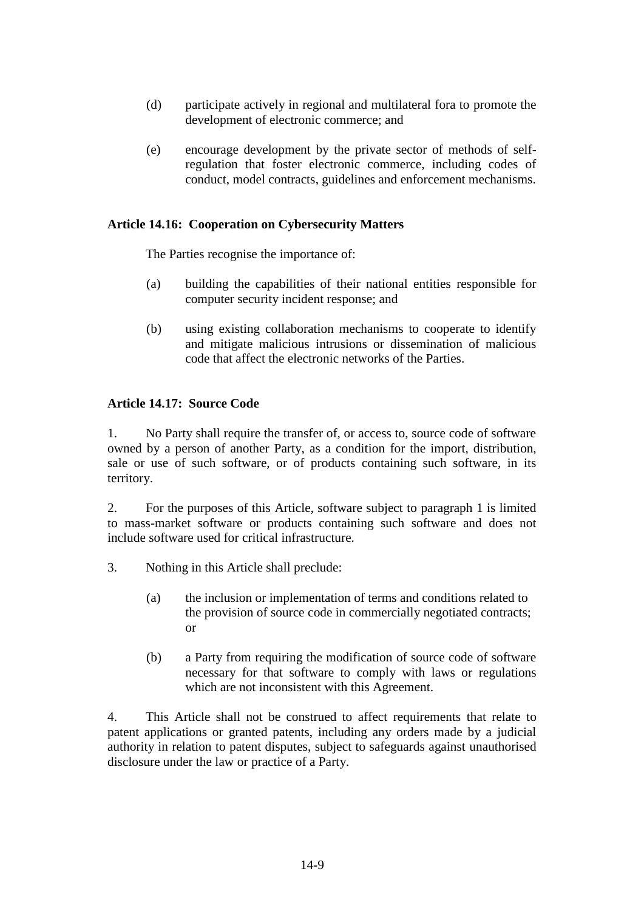(d) participate actively in regional and multilateral fora to promote the development of electronic commerce; and

(e) encourage development by the private sector of methods of self-regulation that foster electronic commerce, including codes of conduct, model contracts, guidelines and enforcement mechanisms.

**Article 14.16: Cooperation on Cybersecurity Matters**

The Parties recognise the importance of:

(a) building the capabilities of their national entities responsible for computer security incident response; and

(b) using existing collaboration mechanisms to cooperate to identify and mitigate malicious intrusions or dissemination of malicious code that affect the electronic networks of the Parties.

**Article 14.17: Source Code**

1. No Party shall require the transfer of, or access to, source code of software owned by a person of another Party, as a condition for the import, distribution, sale or use of such software, or of products containing such software, in its territory.

2. For the purposes of this Article, software subject to paragraph 1 is limited to mass-market software or products containing such software and does not include software used for critical infrastructure.

3. Nothing in this Article shall preclude:

(a) the inclusion or implementation of terms and conditions related to the provision of source code in commercially negotiated contracts; or

(b) a Party from requiring the modification of source code of software necessary for that software to comply with laws or regulations which are not inconsistent with this Agreement.

4. This Article shall not be construed to affect requirements that relate to patent applications or granted patents, including any orders made by a judicial authority in relation to patent disputes, subject to safeguards against unauthorised disclosure under the law or practice of a Party.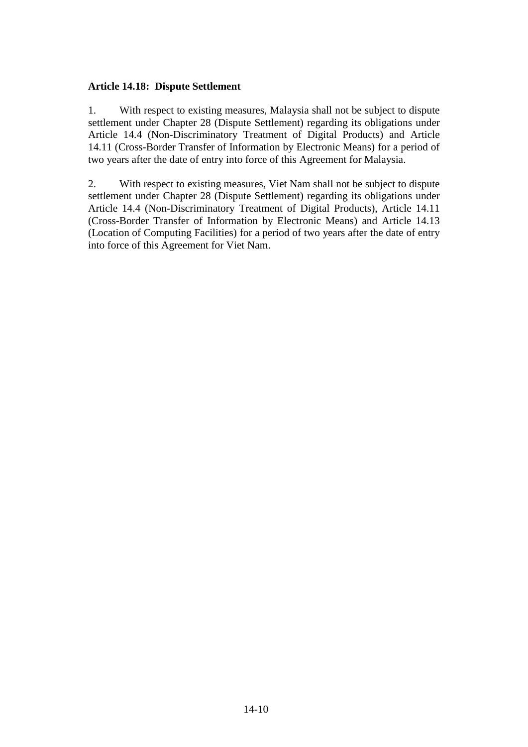**Article 14.18: Dispute Settlement**

1. With respect to existing measures, Malaysia shall not be subject to dispute settlement under Chapter 28 (Dispute Settlement) regarding its obligations under Article 14.4 (Non-Discriminatory Treatment of Digital Products) and Article 14.11 (Cross-Border Transfer of Information by Electronic Means) for a period of two years after the date of entry into force of this Agreement for Malaysia.

2. With respect to existing measures, Viet Nam shall not be subject to dispute settlement under Chapter 28 (Dispute Settlement) regarding its obligations under Article 14.4 (Non-Discriminatory Treatment of Digital Products), Article 14.11 (Cross-Border Transfer of Information by Electronic Means) and Article 14.13 (Location of Computing Facilities) for a period of two years after the date of entry into force of this Agreement for Viet Nam.